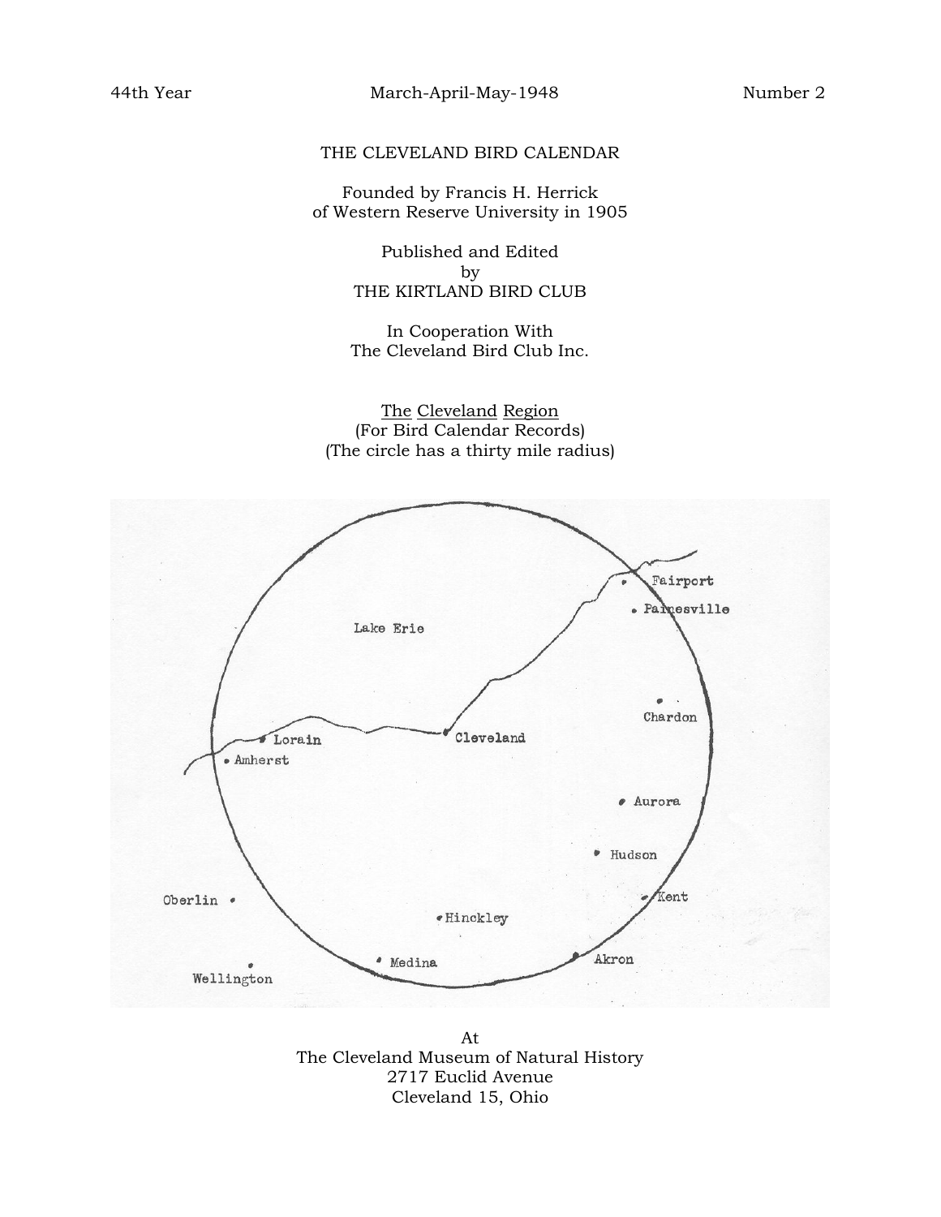44th Year March-April-May-1948 Number 2

# THE CLEVELAND BIRD CALENDAR

Founded by Francis H. Herrick
of Western Reserve University in 1905

Published and Edited
by
THE KIRTLAND BIRD CLUB

In Cooperation With
The Cleveland Bird Club Inc.

The Cleveland Region
(For Bird Calendar Records)
(The circle has a thirty mile radius)

Lake Erie

Fairport

Painesville

Chardon

Lorain

Cleveland

Amherst

Aurora

Hudson

Oberlin

Kent

Hinckley

Medina

Akron

Wellington

At
The Cleveland Museum of Natural History
2717 Euclid Avenue
Cleveland 15, Ohio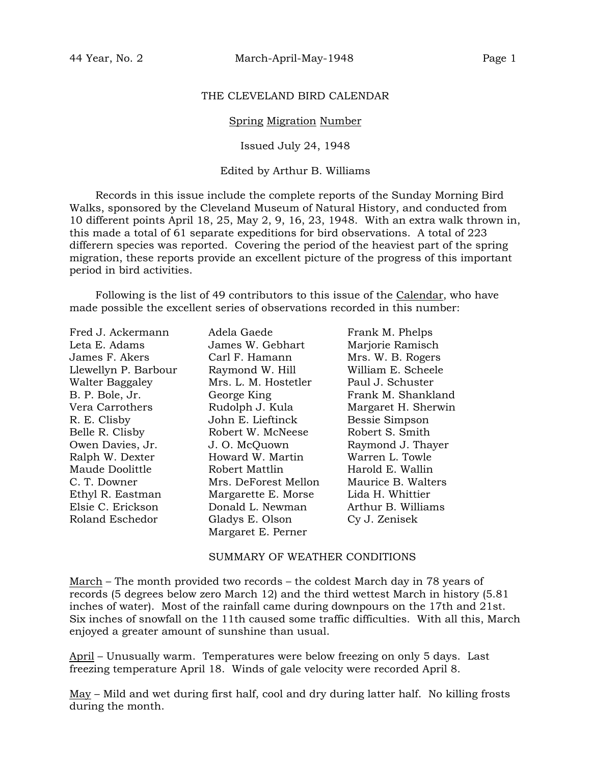# THE CLEVELAND BIRD CALENDAR

## Spring Migration Number

Issued July 24, 1948

Edited by Arthur B. Williams

Records in this issue include the complete reports of the Sunday Morning Bird Walks, sponsored by the Cleveland Museum of Natural History, and conducted from 10 different points April 18, 25, May 2, 9, 16, 23, 1948. With an extra walk thrown in, this made a total of 61 separate expeditions for bird observations. A total of 223 differern species was reported. Covering the period of the heaviest part of the spring migration, these reports provide an excellent picture of the progress of this important period in bird activities.

Following is the list of 49 contributors to this issue of the Calendar, who have made possible the excellent series of observations recorded in this number:

Fred J. Ackermann
Leta E. Adams
James F. Akers
Llewellyn P. Barbour
Walter Baggaley
B. P. Bole, Jr.
Vera Carrothers
R. E. Clisby
Belle R. Clisby
Owen Davies, Jr.
Ralph W. Dexter
Maude Doolittle
C. T. Downer
Ethyl R. Eastman
Elsie C. Erickson
Roland Eschedor
Adela Gaede
James W. Gebhart
Carl F. Hamann
Raymond W. Hill
Mrs. L. M. Hostetler
George King
Rudolph J. Kula
John E. Lieftinck
Robert W. McNeese
J. O. McQuown
Howard W. Martin
Robert Mattlin
Mrs. DeForest Mellon
Margarette E. Morse
Donald L. Newman
Gladys E. Olson
Margaret E. Perner
Frank M. Phelps
Marjorie Ramisch
Mrs. W. B. Rogers
William E. Scheele
Paul J. Schuster
Frank M. Shankland
Margaret H. Sherwin
Bessie Simpson
Robert S. Smith
Raymond J. Thayer
Warren L. Towle
Harold E. Wallin
Maurice B. Walters
Lida H. Whittier
Arthur B. Williams
Cy J. Zenisek

## SUMMARY OF WEATHER CONDITIONS

March – The month provided two records – the coldest March day in 78 years of records (5 degrees below zero March 12) and the third wettest March in history (5.81 inches of water). Most of the rainfall came during downpours on the 17th and 21st. Six inches of snowfall on the 11th caused some traffic difficulties. With all this, March enjoyed a greater amount of sunshine than usual.

April – Unusually warm. Temperatures were below freezing on only 5 days. Last freezing temperature April 18. Winds of gale velocity were recorded April 8.

May – Mild and wet during first half, cool and dry during latter half. No killing frosts during the month.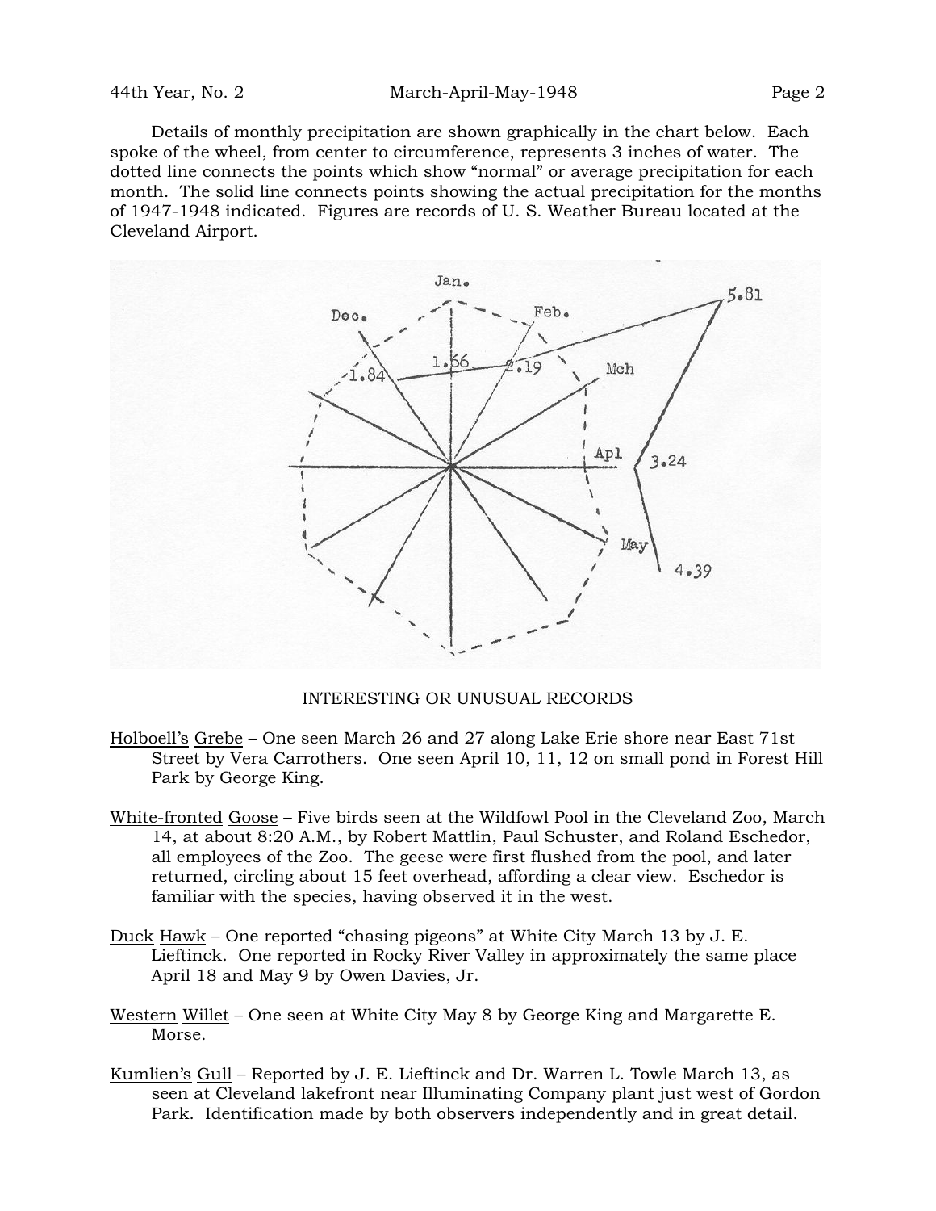Details of monthly precipitation are shown graphically in the chart below. Each spoke of the wheel, from center to circumference, represents 3 inches of water. The dotted line connects the points which show "normal" or average precipitation for each month. The solid line connects points showing the actual precipitation for the months of 1947-1948 indicated. Figures are records of U. S. Weather Bureau located at the Cleveland Airport.

INTERESTING OR UNUSUAL RECORDS

Holboell's Grebe – One seen March 26 and 27 along Lake Erie shore near East 71st Street by Vera Carrothers. One seen April 10, 11, 12 on small pond in Forest Hill Park by George King.

White-fronted Goose – Five birds seen at the Wildfowl Pool in the Cleveland Zoo, March 14, at about 8:20 A.M., by Robert Mattlin, Paul Schuster, and Roland Eschedor, all employees of the Zoo. The geese were first flushed from the pool, and later returned, circling about 15 feet overhead, affording a clear view. Eschedor is familiar with the species, having observed it in the west.

Duck Hawk – One reported "chasing pigeons" at White City March 13 by J. E. Lieftinck. One reported in Rocky River Valley in approximately the same place April 18 and May 9 by Owen Davies, Jr.

Western Willet – One seen at White City May 8 by George King and Margarette E. Morse.

Kumlien's Gull – Reported by J. E. Lieftinck and Dr. Warren L. Towle March 13, as seen at Cleveland lakefront near Illuminating Company plant just west of Gordon Park. Identification made by both observers independently and in great detail.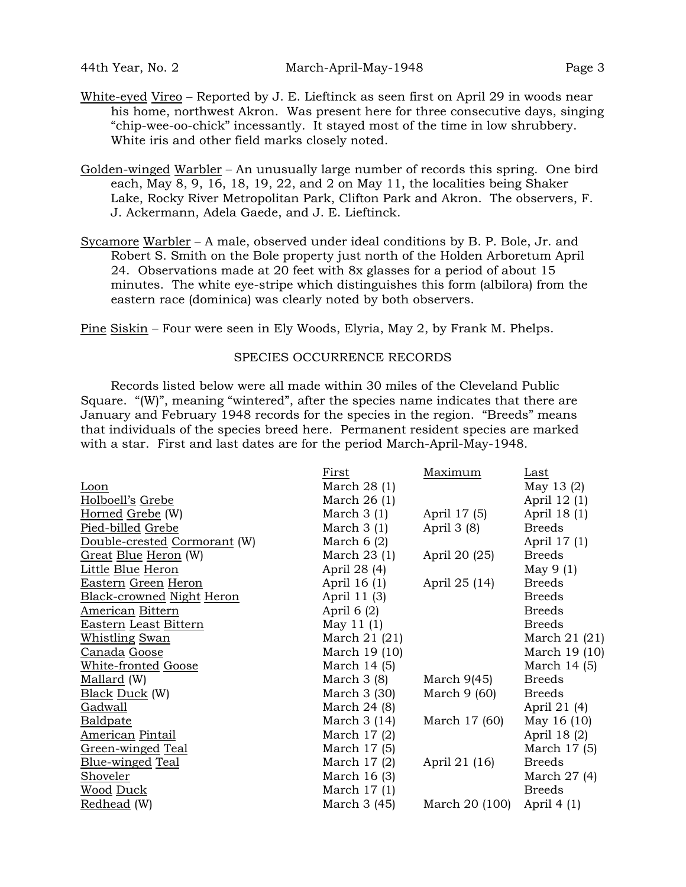White-eyed Vireo – Reported by J. E. Lieftinck as seen first on April 29 in woods near his home, northwest Akron. Was present here for three consecutive days, singing "chip-wee-oo-chick" incessantly. It stayed most of the time in low shrubbery. White iris and other field marks closely noted.

Golden-winged Warbler – An unusually large number of records this spring. One bird each, May 8, 9, 16, 18, 19, 22, and 2 on May 11, the localities being Shaker Lake, Rocky River Metropolitan Park, Clifton Park and Akron. The observers, F. J. Ackermann, Adela Gaede, and J. E. Lieftinck.

Sycamore Warbler – A male, observed under ideal conditions by B. P. Bole, Jr. and Robert S. Smith on the Bole property just north of the Holden Arboretum April 24. Observations made at 20 feet with 8x glasses for a period of about 15 minutes. The white eye-stripe which distinguishes this form (albilora) from the eastern race (dominica) was clearly noted by both observers.

Pine Siskin – Four were seen in Ely Woods, Elyria, May 2, by Frank M. Phelps.

## SPECIES OCCURRENCE RECORDS

Records listed below were all made within 30 miles of the Cleveland Public Square. "(W)", meaning "wintered", after the species name indicates that there are January and February 1948 records for the species in the region. "Breeds" means that individuals of the species breed here. Permanent resident species are marked with a star. First and last dates are for the period March-April-May-1948.

| | First | Maximum | Last |
|---|---|---|---|
| Loon | March 28 (1) | | May 13 (2) |
| Holboell's Grebe | March 26 (1) | | April 12 (1) |
| Horned Grebe (W) | March 3 (1) | April 17 (5) | April 18 (1) |
| Pied-billed Grebe | March 3 (1) | April 3 (8) | Breeds |
| Double-crested Cormorant (W) | March 6 (2) | | April 17 (1) |
| Great Blue Heron (W) | March 23 (1) | April 20 (25) | Breeds |
| Little Blue Heron | April 28 (4) | | May 9 (1) |
| Eastern Green Heron | April 16 (1) | April 25 (14) | Breeds |
| Black-crowned Night Heron | April 11 (3) | | Breeds |
| American Bittern | April 6 (2) | | Breeds |
| Eastern Least Bittern | May 11 (1) | | Breeds |
| Whistling Swan | March 21 (21) | | March 21 (21) |
| Canada Goose | March 19 (10) | | March 19 (10) |
| White-fronted Goose | March 14 (5) | | March 14 (5) |
| Mallard (W) | March 3 (8) | March 9(45) | Breeds |
| Black Duck (W) | March 3 (30) | March 9 (60) | Breeds |
| Gadwall | March 24 (8) | | April 21 (4) |
| Baldpate | March 3 (14) | March 17 (60) | May 16 (10) |
| American Pintail | March 17 (2) | | April 18 (2) |
| Green-winged Teal | March 17 (5) | | March 17 (5) |
| Blue-winged Teal | March 17 (2) | April 21 (16) | Breeds |
| Shoveler | March 16 (3) | | March 27 (4) |
| Wood Duck | March 17 (1) | | Breeds |
| Redhead (W) | March 3 (45) | March 20 (100) | April 4 (1) |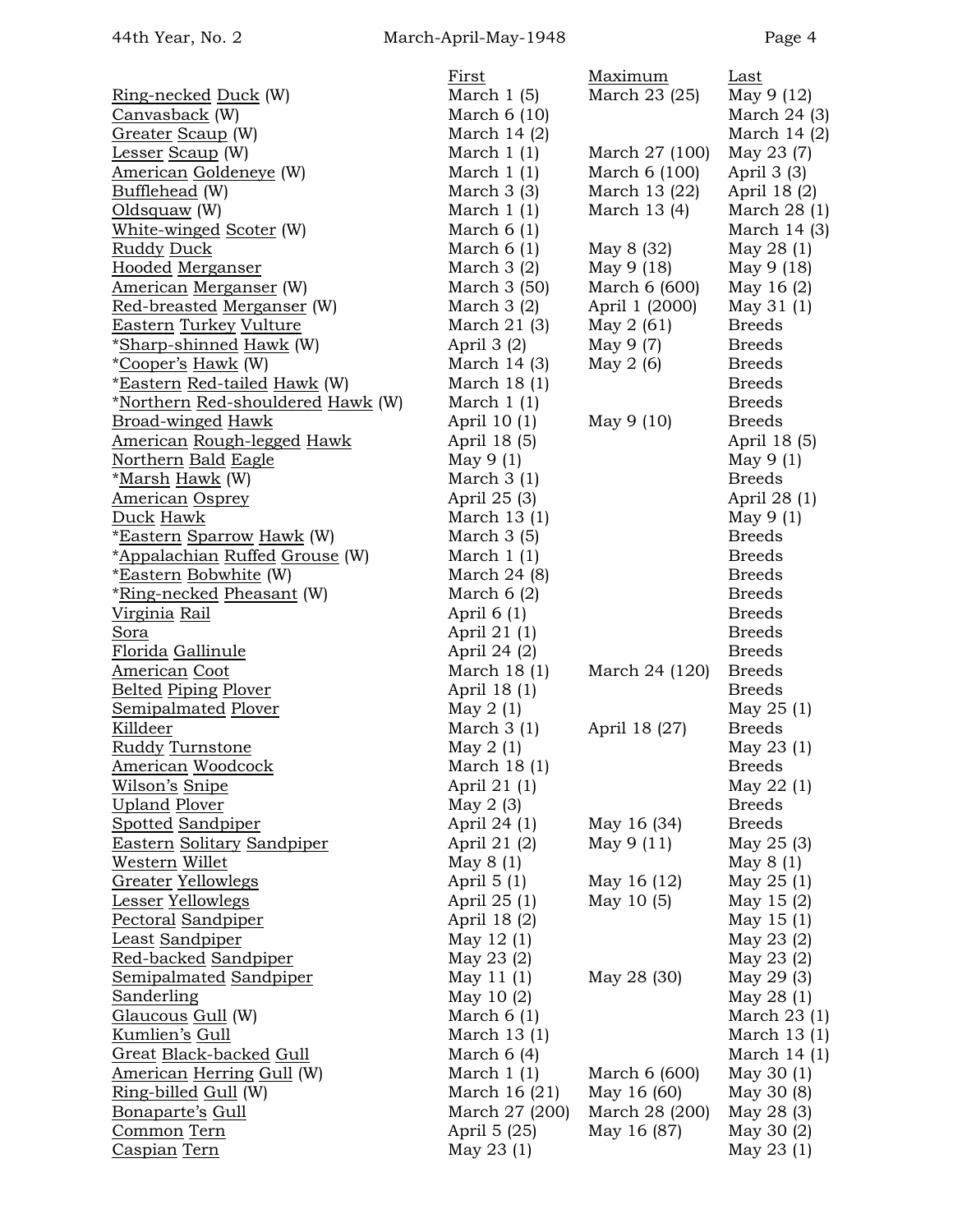| | First | Maximum | Last |
|---|---|---|---|
| Ring-necked Duck (W) | March 1 (5) | March 23 (25) | May 9 (12) |
| Canvasback (W) | March 6 (10) | | March 24 (3) |
| Greater Scaup (W) | March 14 (2) | | March 14 (2) |
| Lesser Scaup (W) | March 1 (1) | March 27 (100) | May 23 (7) |
| American Goldeneye (W) | March 1 (1) | March 6 (100) | April 3 (3) |
| Bufflehead (W) | March 3 (3) | March 13 (22) | April 18 (2) |
| Oldsquaw (W) | March 1 (1) | March 13 (4) | March 28 (1) |
| White-winged Scoter (W) | March 6 (1) | | March 14 (3) |
| Ruddy Duck | March 6 (1) | May 8 (32) | May 28 (1) |
| Hooded Merganser | March 3 (2) | May 9 (18) | May 9 (18) |
| American Merganser (W) | March 3 (50) | March 6 (600) | May 16 (2) |
| Red-breasted Merganser (W) | March 3 (2) | April 1 (2000) | May 31 (1) |
| Eastern Turkey Vulture | March 21 (3) | May 2 (61) | Breeds |
| *Sharp-shinned Hawk (W) | April 3 (2) | May 9 (7) | Breeds |
| *Cooper's Hawk (W) | March 14 (3) | May 2 (6) | Breeds |
| *Eastern Red-tailed Hawk (W) | March 18 (1) | | Breeds |
| *Northern Red-shouldered Hawk (W) | March 1 (1) | | Breeds |
| Broad-winged Hawk | April 10 (1) | May 9 (10) | Breeds |
| American Rough-legged Hawk | April 18 (5) | | April 18 (5) |
| Northern Bald Eagle | May 9 (1) | | May 9 (1) |
| *Marsh Hawk (W) | March 3 (1) | | Breeds |
| American Osprey | April 25 (3) | | April 28 (1) |
| Duck Hawk | March 13 (1) | | May 9 (1) |
| *Eastern Sparrow Hawk (W) | March 3 (5) | | Breeds |
| *Appalachian Ruffed Grouse (W) | March 1 (1) | | Breeds |
| *Eastern Bobwhite (W) | March 24 (8) | | Breeds |
| *Ring-necked Pheasant (W) | March 6 (2) | | Breeds |
| Virginia Rail | April 6 (1) | | Breeds |
| Sora | April 21 (1) | | Breeds |
| Florida Gallinule | April 24 (2) | | Breeds |
| American Coot | March 18 (1) | March 24 (120) | Breeds |
| Belted Piping Plover | April 18 (1) | | Breeds |
| Semipalmated Plover | May 2 (1) | | May 25 (1) |
| Killdeer | March 3 (1) | April 18 (27) | Breeds |
| Ruddy Turnstone | May 2 (1) | | May 23 (1) |
| American Woodcock | March 18 (1) | | Breeds |
| Wilson's Snipe | April 21 (1) | | May 22 (1) |
| Upland Plover | May 2 (3) | | Breeds |
| Spotted Sandpiper | April 24 (1) | May 16 (34) | Breeds |
| Eastern Solitary Sandpiper | April 21 (2) | May 9 (11) | May 25 (3) |
| Western Willet | May 8 (1) | | May 8 (1) |
| Greater Yellowlegs | April 5 (1) | May 16 (12) | May 25 (1) |
| Lesser Yellowlegs | April 25 (1) | May 10 (5) | May 15 (2) |
| Pectoral Sandpiper | April 18 (2) | | May 15 (1) |
| Least Sandpiper | May 12 (1) | | May 23 (2) |
| Red-backed Sandpiper | May 23 (2) | | May 23 (2) |
| Semipalmated Sandpiper | May 11 (1) | May 28 (30) | May 29 (3) |
| Sanderling | May 10 (2) | | May 28 (1) |
| Glaucous Gull (W) | March 6 (1) | | March 23 (1) |
| Kumlien's Gull | March 13 (1) | | March 13 (1) |
| Great Black-backed Gull | March 6 (4) | | March 14 (1) |
| American Herring Gull (W) | March 1 (1) | March 6 (600) | May 30 (1) |
| Ring-billed Gull (W) | March 16 (21) | May 16 (60) | May 30 (8) |
| Bonaparte's Gull | March 27 (200) | March 28 (200) | May 28 (3) |
| Common Tern | April 5 (25) | May 16 (87) | May 30 (2) |
| Caspian Tern | May 23 (1) | | May 23 (1) |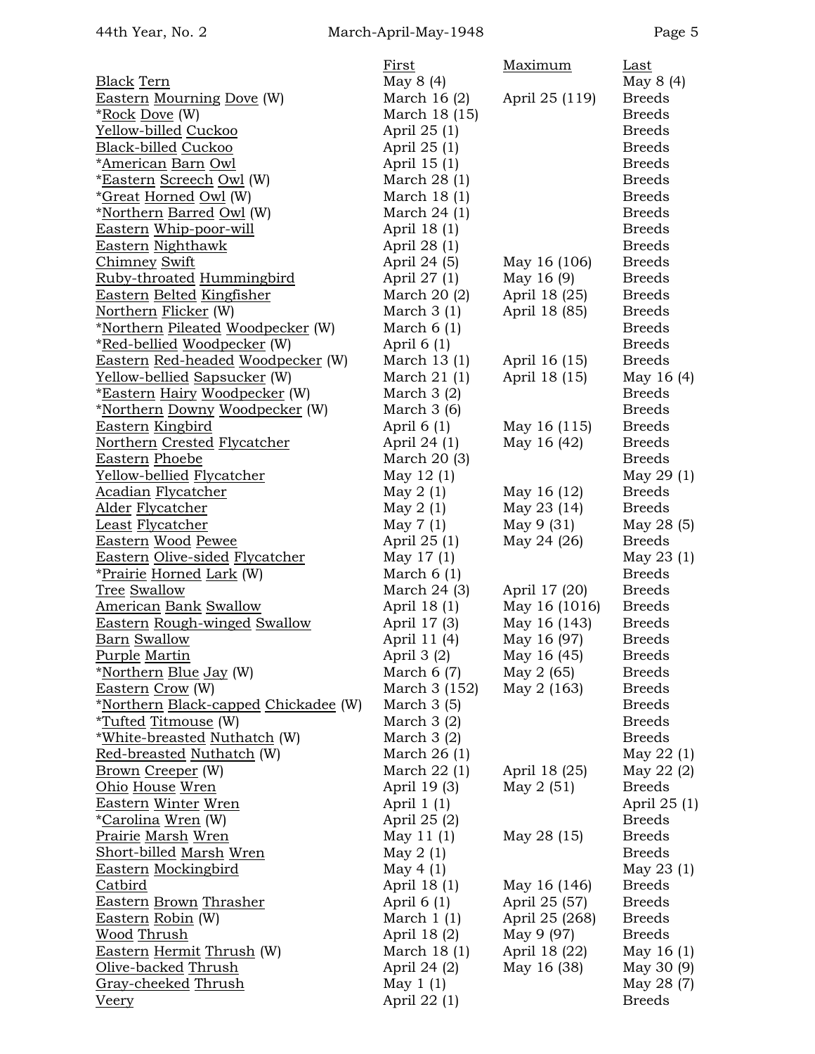| | First | Maximum | Last |
|---|---|---|---|
| Black Tern | May 8 (4) | | May 8 (4) |
| Eastern Mourning Dove (W) | March 16 (2) | April 25 (119) | Breeds |
| *Rock Dove (W) | March 18 (15) | | Breeds |
| Yellow-billed Cuckoo | April 25 (1) | | Breeds |
| Black-billed Cuckoo | April 25 (1) | | Breeds |
| *American Barn Owl | April 15 (1) | | Breeds |
| *Eastern Screech Owl (W) | March 28 (1) | | Breeds |
| *Great Horned Owl (W) | March 18 (1) | | Breeds |
| *Northern Barred Owl (W) | March 24 (1) | | Breeds |
| Eastern Whip-poor-will | April 18 (1) | | Breeds |
| Eastern Nighthawk | April 28 (1) | | Breeds |
| Chimney Swift | April 24 (5) | May 16 (106) | Breeds |
| Ruby-throated Hummingbird | April 27 (1) | May 16 (9) | Breeds |
| Eastern Belted Kingfisher | March 20 (2) | April 18 (25) | Breeds |
| Northern Flicker (W) | March 3 (1) | April 18 (85) | Breeds |
| *Northern Pileated Woodpecker (W) | March 6 (1) | | Breeds |
| *Red-bellied Woodpecker (W) | April 6 (1) | | Breeds |
| Eastern Red-headed Woodpecker (W) | March 13 (1) | April 16 (15) | Breeds |
| Yellow-bellied Sapsucker (W) | March 21 (1) | April 18 (15) | May 16 (4) |
| *Eastern Hairy Woodpecker (W) | March 3 (2) | | Breeds |
| *Northern Downy Woodpecker (W) | March 3 (6) | | Breeds |
| Eastern Kingbird | April 6 (1) | May 16 (115) | Breeds |
| Northern Crested Flycatcher | April 24 (1) | May 16 (42) | Breeds |
| Eastern Phoebe | March 20 (3) | | Breeds |
| Yellow-bellied Flycatcher | May 12 (1) | | May 29 (1) |
| Acadian Flycatcher | May 2 (1) | May 16 (12) | Breeds |
| Alder Flycatcher | May 2 (1) | May 23 (14) | Breeds |
| Least Flycatcher | May 7 (1) | May 9 (31) | May 28 (5) |
| Eastern Wood Pewee | April 25 (1) | May 24 (26) | Breeds |
| Eastern Olive-sided Flycatcher | May 17 (1) | | May 23 (1) |
| *Prairie Horned Lark (W) | March 6 (1) | | Breeds |
| Tree Swallow | March 24 (3) | April 17 (20) | Breeds |
| American Bank Swallow | April 18 (1) | May 16 (1016) | Breeds |
| Eastern Rough-winged Swallow | April 17 (3) | May 16 (143) | Breeds |
| Barn Swallow | April 11 (4) | May 16 (97) | Breeds |
| Purple Martin | April 3 (2) | May 16 (45) | Breeds |
| *Northern Blue Jay (W) | March 6 (7) | May 2 (65) | Breeds |
| Eastern Crow (W) | March 3 (152) | May 2 (163) | Breeds |
| *Northern Black-capped Chickadee (W) | March 3 (5) | | Breeds |
| *Tufted Titmouse (W) | March 3 (2) | | Breeds |
| *White-breasted Nuthatch (W) | March 3 (2) | | Breeds |
| Red-breasted Nuthatch (W) | March 26 (1) | | May 22 (1) |
| Brown Creeper (W) | March 22 (1) | April 18 (25) | May 22 (2) |
| Ohio House Wren | April 19 (3) | May 2 (51) | Breeds |
| Eastern Winter Wren | April 1 (1) | | April 25 (1) |
| *Carolina Wren (W) | April 25 (2) | | Breeds |
| Prairie Marsh Wren | May 11 (1) | May 28 (15) | Breeds |
| Short-billed Marsh Wren | May 2 (1) | | Breeds |
| Eastern Mockingbird | May 4 (1) | | May 23 (1) |
| Catbird | April 18 (1) | May 16 (146) | Breeds |
| Eastern Brown Thrasher | April 6 (1) | April 25 (57) | Breeds |
| Eastern Robin (W) | March 1 (1) | April 25 (268) | Breeds |
| Wood Thrush | April 18 (2) | May 9 (97) | Breeds |
| Eastern Hermit Thrush (W) | March 18 (1) | April 18 (22) | May 16 (1) |
| Olive-backed Thrush | April 24 (2) | May 16 (38) | May 30 (9) |
| Gray-cheeked Thrush | May 1 (1) | | May 28 (7) |
| Veery | April 22 (1) | | Breeds |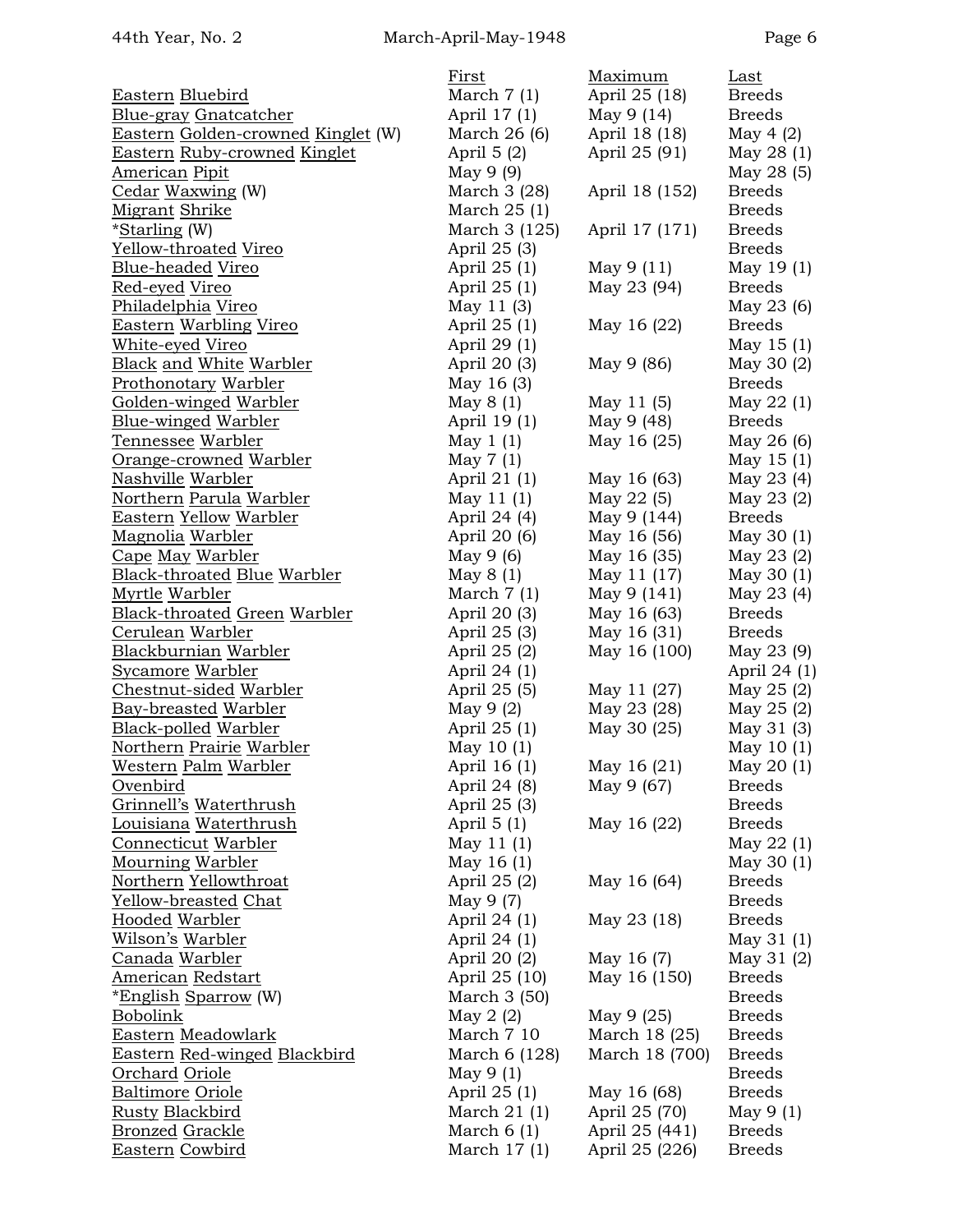| | First | Maximum | Last |
|---|---|---|---|
| Eastern Bluebird | March 7 (1) | April 25 (18) | Breeds |
| Blue-gray Gnatcatcher | April 17 (1) | May 9 (14) | Breeds |
| Eastern Golden-crowned Kinglet (W) | March 26 (6) | April 18 (18) | May 4 (2) |
| Eastern Ruby-crowned Kinglet | April 5 (2) | April 25 (91) | May 28 (1) |
| American Pipit | May 9 (9) | | May 28 (5) |
| Cedar Waxwing (W) | March 3 (28) | April 18 (152) | Breeds |
| Migrant Shrike | March 25 (1) | | Breeds |
| *Starling (W) | March 3 (125) | April 17 (171) | Breeds |
| Yellow-throated Vireo | April 25 (3) | | Breeds |
| Blue-headed Vireo | April 25 (1) | May 9 (11) | May 19 (1) |
| Red-eyed Vireo | April 25 (1) | May 23 (94) | Breeds |
| Philadelphia Vireo | May 11 (3) | | May 23 (6) |
| Eastern Warbling Vireo | April 25 (1) | May 16 (22) | Breeds |
| White-eyed Vireo | April 29 (1) | | May 15 (1) |
| Black and White Warbler | April 20 (3) | May 9 (86) | May 30 (2) |
| Prothonotary Warbler | May 16 (3) | | Breeds |
| Golden-winged Warbler | May 8 (1) | May 11 (5) | May 22 (1) |
| Blue-winged Warbler | April 19 (1) | May 9 (48) | Breeds |
| Tennessee Warbler | May 1 (1) | May 16 (25) | May 26 (6) |
| Orange-crowned Warbler | May 7 (1) | | May 15 (1) |
| Nashville Warbler | April 21 (1) | May 16 (63) | May 23 (4) |
| Northern Parula Warbler | May 11 (1) | May 22 (5) | May 23 (2) |
| Eastern Yellow Warbler | April 24 (4) | May 9 (144) | Breeds |
| Magnolia Warbler | April 20 (6) | May 16 (56) | May 30 (1) |
| Cape May Warbler | May 9 (6) | May 16 (35) | May 23 (2) |
| Black-throated Blue Warbler | May 8 (1) | May 11 (17) | May 30 (1) |
| Myrtle Warbler | March 7 (1) | May 9 (141) | May 23 (4) |
| Black-throated Green Warbler | April 20 (3) | May 16 (63) | Breeds |
| Cerulean Warbler | April 25 (3) | May 16 (31) | Breeds |
| Blackburnian Warbler | April 25 (2) | May 16 (100) | May 23 (9) |
| Sycamore Warbler | April 24 (1) | | April 24 (1) |
| Chestnut-sided Warbler | April 25 (5) | May 11 (27) | May 25 (2) |
| Bay-breasted Warbler | May 9 (2) | May 23 (28) | May 25 (2) |
| Black-polled Warbler | April 25 (1) | May 30 (25) | May 31 (3) |
| Northern Prairie Warbler | May 10 (1) | | May 10 (1) |
| Western Palm Warbler | April 16 (1) | May 16 (21) | May 20 (1) |
| Ovenbird | April 24 (8) | May 9 (67) | Breeds |
| Grinnell's Waterthrush | April 25 (3) | | Breeds |
| Louisiana Waterthrush | April 5 (1) | May 16 (22) | Breeds |
| Connecticut Warbler | May 11 (1) | | May 22 (1) |
| Mourning Warbler | May 16 (1) | | May 30 (1) |
| Northern Yellowthroat | April 25 (2) | May 16 (64) | Breeds |
| Yellow-breasted Chat | May 9 (7) | | Breeds |
| Hooded Warbler | April 24 (1) | May 23 (18) | Breeds |
| Wilson's Warbler | April 24 (1) | | May 31 (1) |
| Canada Warbler | April 20 (2) | May 16 (7) | May 31 (2) |
| American Redstart | April 25 (10) | May 16 (150) | Breeds |
| *English Sparrow (W) | March 3 (50) | | Breeds |
| Bobolink | May 2 (2) | May 9 (25) | Breeds |
| Eastern Meadowlark | March 7 10 | March 18 (25) | Breeds |
| Eastern Red-winged Blackbird | March 6 (128) | March 18 (700) | Breeds |
| Orchard Oriole | May 9 (1) | | Breeds |
| Baltimore Oriole | April 25 (1) | May 16 (68) | Breeds |
| Rusty Blackbird | March 21 (1) | April 25 (70) | May 9 (1) |
| Bronzed Grackle | March 6 (1) | April 25 (441) | Breeds |
| Eastern Cowbird | March 17 (1) | April 25 (226) | Breeds |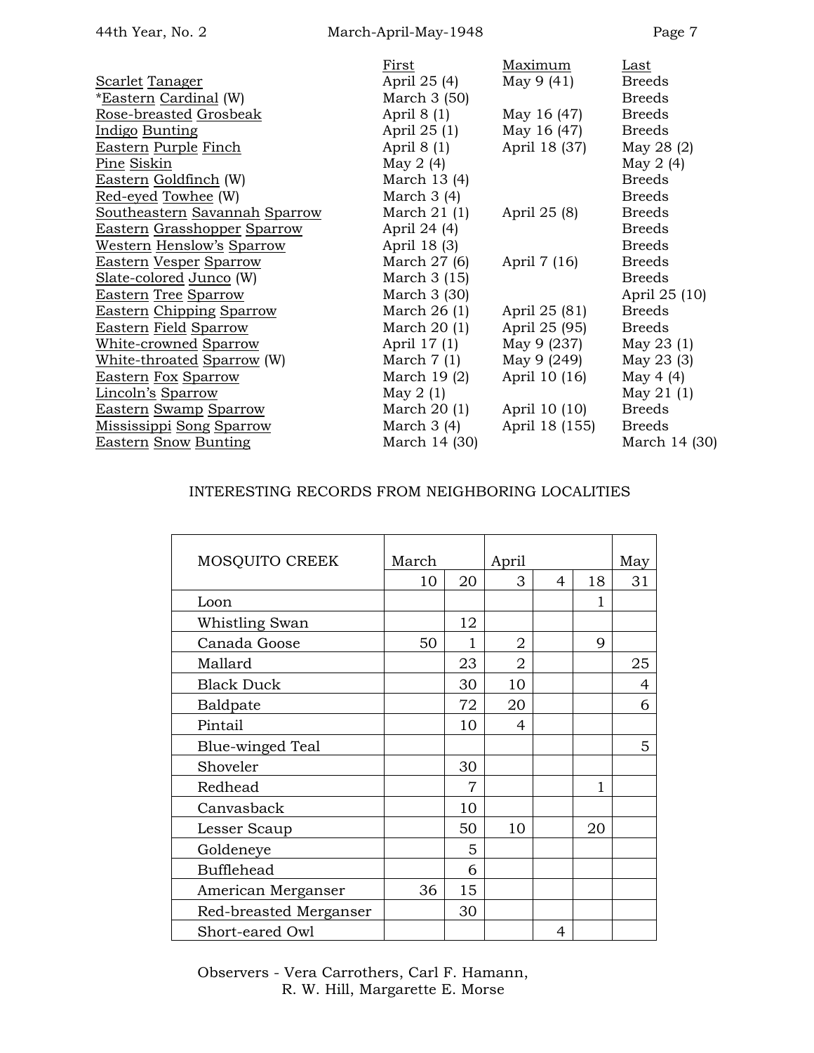| | First | Maximum | Last |
|---|---|---|---|
| Scarlet Tanager | April 25 (4) | May 9 (41) | Breeds |
| *Eastern Cardinal (W) | March 3 (50) | | Breeds |
| Rose-breasted Grosbeak | April 8 (1) | May 16 (47) | Breeds |
| Indigo Bunting | April 25 (1) | May 16 (47) | Breeds |
| Eastern Purple Finch | April 8 (1) | April 18 (37) | May 28 (2) |
| Pine Siskin | May 2 (4) | | May 2 (4) |
| Eastern Goldfinch (W) | March 13 (4) | | Breeds |
| Red-eyed Towhee (W) | March 3 (4) | | Breeds |
| Southeastern Savannah Sparrow | March 21 (1) | April 25 (8) | Breeds |
| Eastern Grasshopper Sparrow | April 24 (4) | | Breeds |
| Western Henslow's Sparrow | April 18 (3) | | Breeds |
| Eastern Vesper Sparrow | March 27 (6) | April 7 (16) | Breeds |
| Slate-colored Junco (W) | March 3 (15) | | Breeds |
| Eastern Tree Sparrow | March 3 (30) | | April 25 (10) |
| Eastern Chipping Sparrow | March 26 (1) | April 25 (81) | Breeds |
| Eastern Field Sparrow | March 20 (1) | April 25 (95) | Breeds |
| White-crowned Sparrow | April 17 (1) | May 9 (237) | May 23 (1) |
| White-throated Sparrow (W) | March 7 (1) | May 9 (249) | May 23 (3) |
| Eastern Fox Sparrow | March 19 (2) | April 10 (16) | May 4 (4) |
| Lincoln's Sparrow | May 2 (1) | | May 21 (1) |
| Eastern Swamp Sparrow | March 20 (1) | April 10 (10) | Breeds |
| Mississippi Song Sparrow | March 3 (4) | April 18 (155) | Breeds |
| Eastern Snow Bunting | March 14 (30) | | March 14 (30) |

## INTERESTING RECORDS FROM NEIGHBORING LOCALITIES

| MOSQUITO CREEK | March | | April | | | May |
|---|---|---|---|---|---|---|
| | 10 | 20 | 3 | 4 | 18 | 31 |
| Loon | | | | | 1 | |
| Whistling Swan | | 12 | | | | |
| Canada Goose | 50 | 1 | 2 | | 9 | |
| Mallard | | 23 | 2 | | | 25 |
| Black Duck | | 30 | 10 | | | 4 |
| Baldpate | | 72 | 20 | | | 6 |
| Pintail | | 10 | 4 | | | |
| Blue-winged Teal | | | | | | 5 |
| Shoveler | | 30 | | | | |
| Redhead | | 7 | | | 1 | |
| Canvasback | | 10 | | | | |
| Lesser Scaup | | 50 | 10 | | 20 | |
| Goldeneye | | 5 | | | | |
| Bufflehead | | 6 | | | | |
| American Merganser | 36 | 15 | | | | |
| Red-breasted Merganser | | 30 | | | | |
| Short-eared Owl | | | | 4 | | |

Observers - Vera Carrothers, Carl F. Hamann,
R. W. Hill, Margarette E. Morse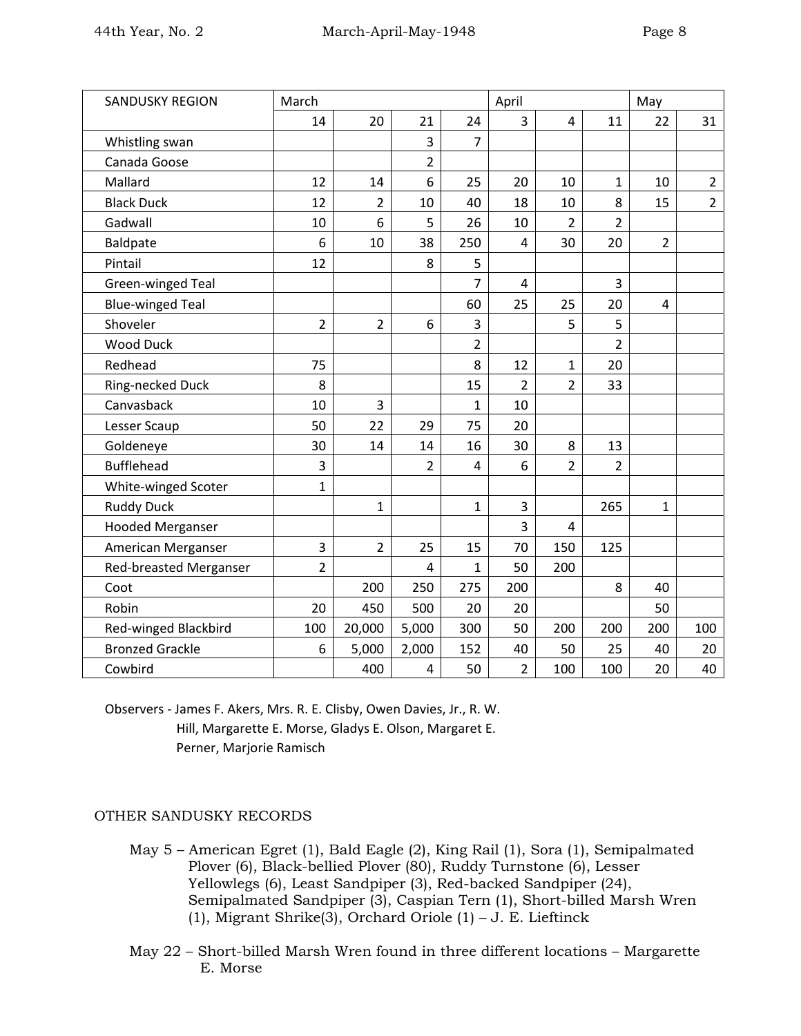| SANDUSKY REGION | March | | | | April | | | May | |
|---|---|---|---|---|---|---|---|---|---|
| | 14 | 20 | 21 | 24 | 3 | 4 | 11 | 22 | 31 |
| Whistling swan | | | 3 | 7 | | | | | |
| Canada Goose | | | 2 | | | | | | |
| Mallard | 12 | 14 | 6 | 25 | 20 | 10 | 1 | 10 | 2 |
| Black Duck | 12 | 2 | 10 | 40 | 18 | 10 | 8 | 15 | 2 |
| Gadwall | 10 | 6 | 5 | 26 | 10 | 2 | 2 | | |
| Baldpate | 6 | 10 | 38 | 250 | 4 | 30 | 20 | 2 | |
| Pintail | 12 | | 8 | 5 | | | | | |
| Green-winged Teal | | | | 7 | 4 | | 3 | | |
| Blue-winged Teal | | | | 60 | 25 | 25 | 20 | 4 | |
| Shoveler | 2 | 2 | 6 | 3 | | 5 | 5 | | |
| Wood Duck | | | | 2 | | | 2 | | |
| Redhead | 75 | | | 8 | 12 | 1 | 20 | | |
| Ring-necked Duck | 8 | | | 15 | 2 | 2 | 33 | | |
| Canvasback | 10 | 3 | | 1 | 10 | | | | |
| Lesser Scaup | 50 | 22 | 29 | 75 | 20 | | | | |
| Goldeneye | 30 | 14 | 14 | 16 | 30 | 8 | 13 | | |
| Bufflehead | 3 | | 2 | 4 | 6 | 2 | 2 | | |
| White-winged Scoter | 1 | | | | | | | | |
| Ruddy Duck | | 1 | | 1 | 3 | | 265 | 1 | |
| Hooded Merganser | | | | | 3 | 4 | | | |
| American Merganser | 3 | 2 | 25 | 15 | 70 | 150 | 125 | | |
| Red-breasted Merganser | 2 | | 4 | 1 | 50 | 200 | | | |
| Coot | | 200 | 250 | 275 | 200 | | 8 | 40 | |
| Robin | 20 | 450 | 500 | 20 | 20 | | | 50 | |
| Red-winged Blackbird | 100 | 20,000 | 5,000 | 300 | 50 | 200 | 200 | 200 | 100 |
| Bronzed Grackle | 6 | 5,000 | 2,000 | 152 | 40 | 50 | 25 | 40 | 20 |
| Cowbird | | 400 | 4 | 50 | 2 | 100 | 100 | 20 | 40 |

Observers - James F. Akers, Mrs. R. E. Clisby, Owen Davies, Jr., R. W. Hill, Margarette E. Morse, Gladys E. Olson, Margaret E. Perner, Marjorie Ramisch

OTHER SANDUSKY RECORDS

May 5 – American Egret (1), Bald Eagle (2), King Rail (1), Sora (1), Semipalmated Plover (6), Black-bellied Plover (80), Ruddy Turnstone (6), Lesser Yellowlegs (6), Least Sandpiper (3), Red-backed Sandpiper (24), Semipalmated Sandpiper (3), Caspian Tern (1), Short-billed Marsh Wren (1), Migrant Shrike(3), Orchard Oriole (1) – J. E. Lieftinck

May 22 – Short-billed Marsh Wren found in three different locations – Margarette E. Morse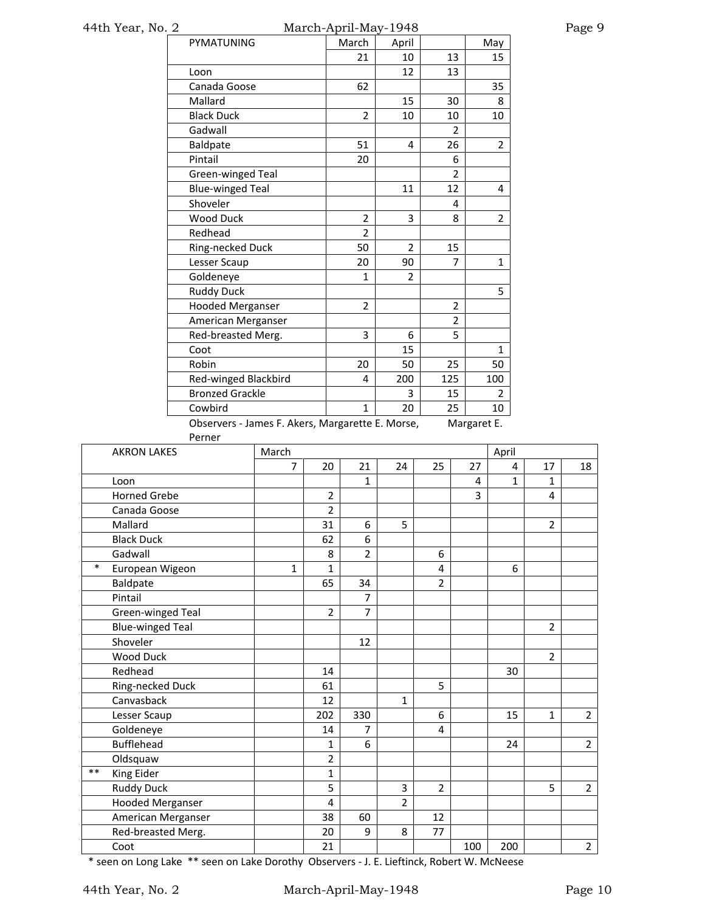| PYMATUNING | March | April | | May |
|---|---|---|---|---|
| | 21 | 10 | 13 | 15 |
| Loon | | 12 | 13 | |
| Canada Goose | 62 | | | 35 |
| Mallard | | 15 | 30 | 8 |
| Black Duck | 2 | 10 | 10 | 10 |
| Gadwall | | | 2 | |
| Baldpate | 51 | 4 | 26 | 2 |
| Pintail | 20 | | 6 | |
| Green-winged Teal | | | 2 | |
| Blue-winged Teal | | 11 | 12 | 4 |
| Shoveler | | | 4 | |
| Wood Duck | 2 | 3 | 8 | 2 |
| Redhead | 2 | | | |
| Ring-necked Duck | 50 | 2 | 15 | |
| Lesser Scaup | 20 | 90 | 7 | 1 |
| Goldeneye | 1 | 2 | | |
| Ruddy Duck | | | | 5 |
| Hooded Merganser | 2 | | 2 | |
| American Merganser | | | 2 | |
| Red-breasted Merg. | 3 | 6 | 5 | |
| Coot | | 15 | | 1 |
| Robin | 20 | 50 | 25 | 50 |
| Red-winged Blackbird | 4 | 200 | 125 | 100 |
| Bronzed Grackle | | 3 | 15 | 2 |
| Cowbird | 1 | 20 | 25 | 10 |

Observers - James F. Akers, Margarette E. Morse, Margaret E. Perner

| | AKRON LAKES | March | | | | | | April | | |
|---|---|---|---|---|---|---|---|---|---|---|
| | | 7 | 20 | 21 | 24 | 25 | 27 | 4 | 17 | 18 |
| | Loon | | | 1 | | | 4 | 1 | 1 | |
| | Horned Grebe | | 2 | | | | 3 | | 4 | |
| | Canada Goose | | 2 | | | | | | | |
| | Mallard | | 31 | 6 | 5 | | | | 2 | |
| | Black Duck | | 62 | 6 | | | | | | |
| | Gadwall | | 8 | 2 | | 6 | | | | |
| * | European Wigeon | 1 | 1 | | | 4 | | 6 | | |
| | Baldpate | | 65 | 34 | | 2 | | | | |
| | Pintail | | | 7 | | | | | | |
| | Green-winged Teal | | 2 | 7 | | | | | | |
| | Blue-winged Teal | | | | | | | | 2 | |
| | Shoveler | | | 12 | | | | | | |
| | Wood Duck | | | | | | | | 2 | |
| | Redhead | | 14 | | | | | 30 | | |
| | Ring-necked Duck | | 61 | | | 5 | | | | |
| | Canvasback | | 12 | | 1 | | | | | |
| | Lesser Scaup | | 202 | 330 | | 6 | | 15 | 1 | 2 |
| | Goldeneye | | 14 | 7 | | 4 | | | | |
| | Bufflehead | | 1 | 6 | | | | 24 | | 2 |
| | Oldsquaw | | 2 | | | | | | | |
| ** | King Eider | | 1 | | | | | | | |
| | Ruddy Duck | | 5 | | 3 | 2 | | | 5 | 2 |
| | Hooded Merganser | | 4 | | 2 | | | | | |
| | American Merganser | | 38 | 60 | | 12 | | | | |
| | Red-breasted Merg. | | 20 | 9 | 8 | 77 | | | | |
| | Coot | | 21 | | | | 100 | 200 | | 2 |

\* seen on Long Lake ** seen on Lake Dorothy Observers - J. E. Lieftinck, Robert W. McNeese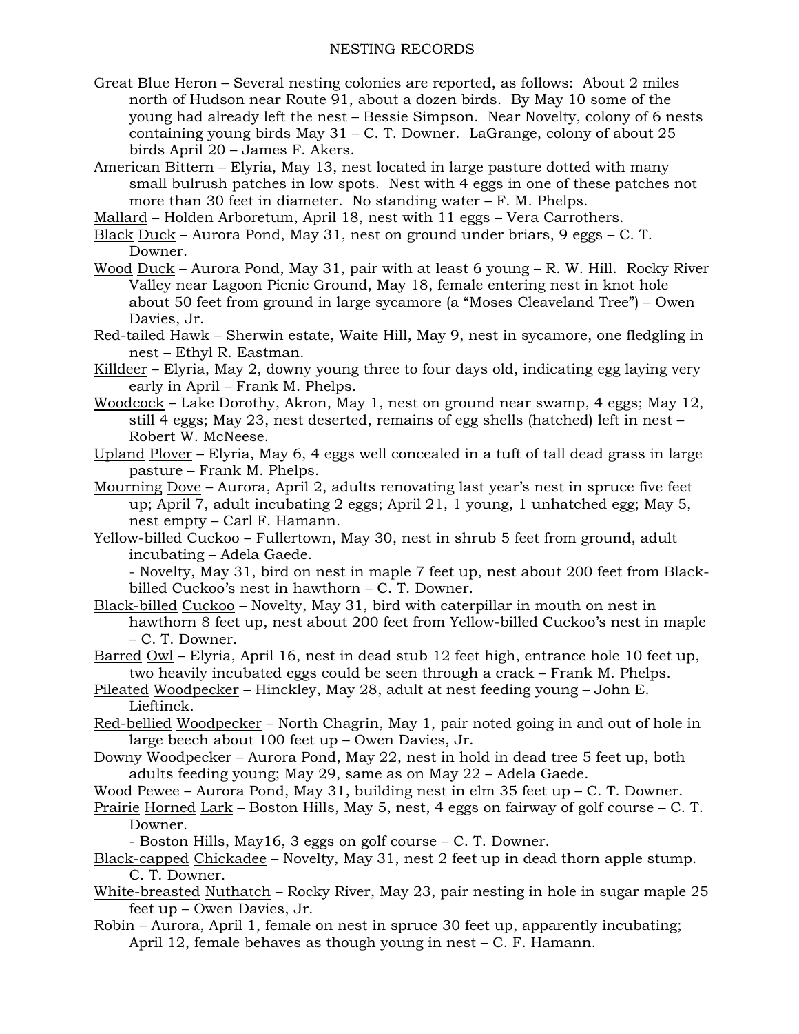# NESTING RECORDS

Great Blue Heron – Several nesting colonies are reported, as follows: About 2 miles north of Hudson near Route 91, about a dozen birds. By May 10 some of the young had already left the nest – Bessie Simpson. Near Novelty, colony of 6 nests containing young birds May 31 – C. T. Downer. LaGrange, colony of about 25 birds April 20 – James F. Akers.

American Bittern – Elyria, May 13, nest located in large pasture dotted with many small bulrush patches in low spots. Nest with 4 eggs in one of these patches not more than 30 feet in diameter. No standing water – F. M. Phelps.

Mallard – Holden Arboretum, April 18, nest with 11 eggs – Vera Carrothers.

Black Duck – Aurora Pond, May 31, nest on ground under briars, 9 eggs – C. T. Downer.

Wood Duck – Aurora Pond, May 31, pair with at least 6 young – R. W. Hill. Rocky River Valley near Lagoon Picnic Ground, May 18, female entering nest in knot hole about 50 feet from ground in large sycamore (a "Moses Cleaveland Tree") – Owen Davies, Jr.

Red-tailed Hawk – Sherwin estate, Waite Hill, May 9, nest in sycamore, one fledgling in nest – Ethyl R. Eastman.

Killdeer – Elyria, May 2, downy young three to four days old, indicating egg laying very early in April – Frank M. Phelps.

Woodcock – Lake Dorothy, Akron, May 1, nest on ground near swamp, 4 eggs; May 12, still 4 eggs; May 23, nest deserted, remains of egg shells (hatched) left in nest – Robert W. McNeese.

Upland Plover – Elyria, May 6, 4 eggs well concealed in a tuft of tall dead grass in large pasture – Frank M. Phelps.

Mourning Dove – Aurora, April 2, adults renovating last year's nest in spruce five feet up; April 7, adult incubating 2 eggs; April 21, 1 young, 1 unhatched egg; May 5, nest empty – Carl F. Hamann.

Yellow-billed Cuckoo – Fullertown, May 30, nest in shrub 5 feet from ground, adult incubating – Adela Gaede.
- Novelty, May 31, bird on nest in maple 7 feet up, nest about 200 feet from Black-billed Cuckoo's nest in hawthorn – C. T. Downer.

Black-billed Cuckoo – Novelty, May 31, bird with caterpillar in mouth on nest in hawthorn 8 feet up, nest about 200 feet from Yellow-billed Cuckoo's nest in maple – C. T. Downer.

Barred Owl – Elyria, April 16, nest in dead stub 12 feet high, entrance hole 10 feet up, two heavily incubated eggs could be seen through a crack – Frank M. Phelps.

Pileated Woodpecker – Hinckley, May 28, adult at nest feeding young – John E. Lieftinck.

Red-bellied Woodpecker – North Chagrin, May 1, pair noted going in and out of hole in large beech about 100 feet up – Owen Davies, Jr.

Downy Woodpecker – Aurora Pond, May 22, nest in hold in dead tree 5 feet up, both adults feeding young; May 29, same as on May 22 – Adela Gaede.

Wood Pewee – Aurora Pond, May 31, building nest in elm 35 feet up – C. T. Downer.

Prairie Horned Lark – Boston Hills, May 5, nest, 4 eggs on fairway of golf course – C. T. Downer.
- Boston Hills, May16, 3 eggs on golf course – C. T. Downer.

Black-capped Chickadee – Novelty, May 31, nest 2 feet up in dead thorn apple stump. C. T. Downer.

White-breasted Nuthatch – Rocky River, May 23, pair nesting in hole in sugar maple 25 feet up – Owen Davies, Jr.

Robin – Aurora, April 1, female on nest in spruce 30 feet up, apparently incubating; April 12, female behaves as though young in nest – C. F. Hamann.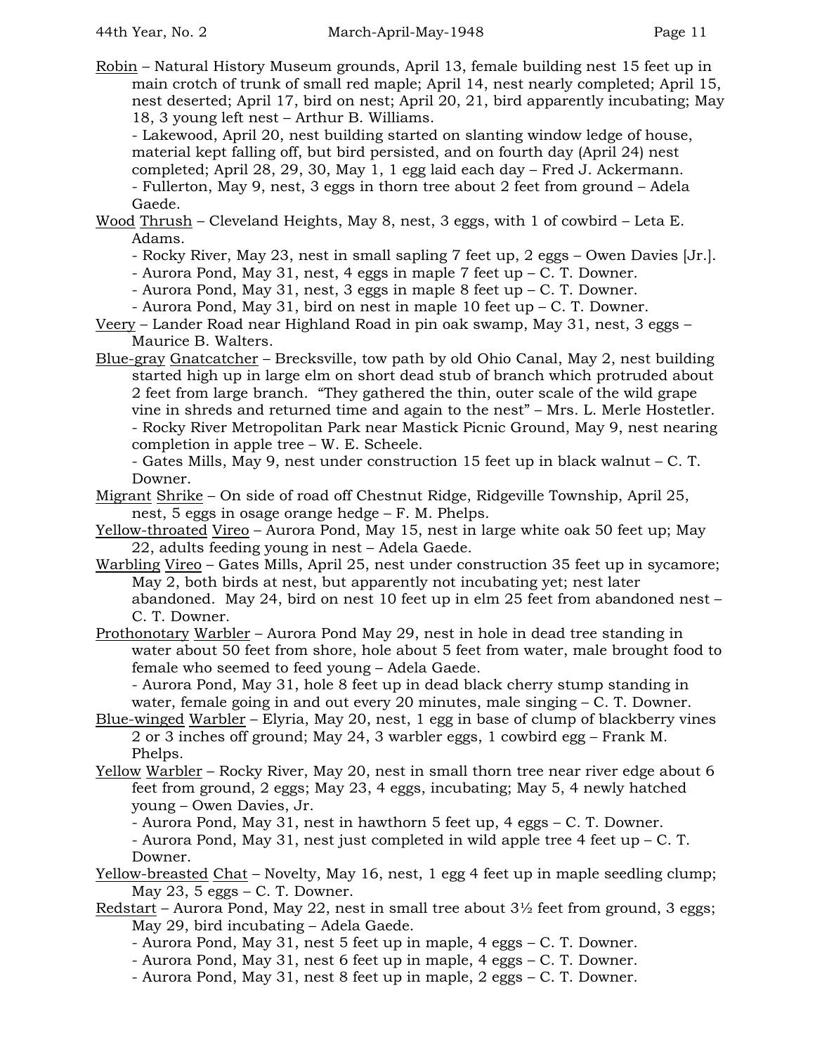Robin – Natural History Museum grounds, April 13, female building nest 15 feet up in main crotch of trunk of small red maple; April 14, nest nearly completed; April 15, nest deserted; April 17, bird on nest; April 20, 21, bird apparently incubating; May 18, 3 young left nest – Arthur B. Williams.

- Lakewood, April 20, nest building started on slanting window ledge of house, material kept falling off, but bird persisted, and on fourth day (April 24) nest completed; April 28, 29, 30, May 1, 1 egg laid each day – Fred J. Ackermann.
- Fullerton, May 9, nest, 3 eggs in thorn tree about 2 feet from ground – Adela Gaede.

Wood Thrush – Cleveland Heights, May 8, nest, 3 eggs, with 1 of cowbird – Leta E. Adams.

- Rocky River, May 23, nest in small sapling 7 feet up, 2 eggs – Owen Davies [Jr.].
- Aurora Pond, May 31, nest, 4 eggs in maple 7 feet up – C. T. Downer.
- Aurora Pond, May 31, nest, 3 eggs in maple 8 feet up – C. T. Downer.
- Aurora Pond, May 31, bird on nest in maple 10 feet up – C. T. Downer.

Veery – Lander Road near Highland Road in pin oak swamp, May 31, nest, 3 eggs – Maurice B. Walters.

Blue-gray Gnatcatcher – Brecksville, tow path by old Ohio Canal, May 2, nest building started high up in large elm on short dead stub of branch which protruded about 2 feet from large branch. "They gathered the thin, outer scale of the wild grape vine in shreds and returned time and again to the nest" – Mrs. L. Merle Hostetler.

- Rocky River Metropolitan Park near Mastick Picnic Ground, May 9, nest nearing completion in apple tree – W. E. Scheele.
- Gates Mills, May 9, nest under construction 15 feet up in black walnut – C. T. Downer.

Migrant Shrike – On side of road off Chestnut Ridge, Ridgeville Township, April 25, nest, 5 eggs in osage orange hedge – F. M. Phelps.

Yellow-throated Vireo – Aurora Pond, May 15, nest in large white oak 50 feet up; May 22, adults feeding young in nest – Adela Gaede.

Warbling Vireo – Gates Mills, April 25, nest under construction 35 feet up in sycamore; May 2, both birds at nest, but apparently not incubating yet; nest later abandoned. May 24, bird on nest 10 feet up in elm 25 feet from abandoned nest – C. T. Downer.

Prothonotary Warbler – Aurora Pond May 29, nest in hole in dead tree standing in water about 50 feet from shore, hole about 5 feet from water, male brought food to female who seemed to feed young – Adela Gaede.

- Aurora Pond, May 31, hole 8 feet up in dead black cherry stump standing in water, female going in and out every 20 minutes, male singing – C. T. Downer.

Blue-winged Warbler – Elyria, May 20, nest, 1 egg in base of clump of blackberry vines 2 or 3 inches off ground; May 24, 3 warbler eggs, 1 cowbird egg – Frank M. Phelps.

Yellow Warbler – Rocky River, May 20, nest in small thorn tree near river edge about 6 feet from ground, 2 eggs; May 23, 4 eggs, incubating; May 5, 4 newly hatched young – Owen Davies, Jr.

- Aurora Pond, May 31, nest in hawthorn 5 feet up, 4 eggs – C. T. Downer.
- Aurora Pond, May 31, nest just completed in wild apple tree 4 feet up – C. T. Downer.

Yellow-breasted Chat – Novelty, May 16, nest, 1 egg 4 feet up in maple seedling clump; May 23, 5 eggs – C. T. Downer.

Redstart – Aurora Pond, May 22, nest in small tree about 3½ feet from ground, 3 eggs; May 29, bird incubating – Adela Gaede.

- Aurora Pond, May 31, nest 5 feet up in maple, 4 eggs – C. T. Downer.
- Aurora Pond, May 31, nest 6 feet up in maple, 4 eggs – C. T. Downer.
- Aurora Pond, May 31, nest 8 feet up in maple, 2 eggs – C. T. Downer.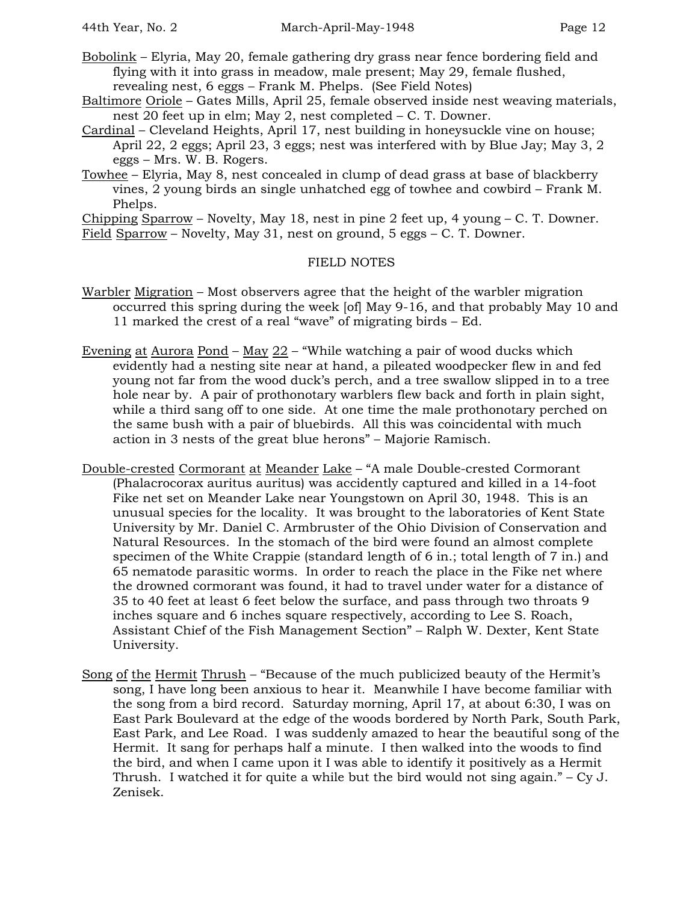<u>Bobolink</u> – Elyria, May 20, female gathering dry grass near fence bordering field and flying with it into grass in meadow, male present; May 29, female flushed, revealing nest, 6 eggs – Frank M. Phelps. (See Field Notes)

<u>Baltimore</u> <u>Oriole</u> – Gates Mills, April 25, female observed inside nest weaving materials, nest 20 feet up in elm; May 2, nest completed – C. T. Downer.

<u>Cardinal</u> – Cleveland Heights, April 17, nest building in honeysuckle vine on house; April 22, 2 eggs; April 23, 3 eggs; nest was interfered with by Blue Jay; May 3, 2 eggs – Mrs. W. B. Rogers.

<u>Towhee</u> – Elyria, May 8, nest concealed in clump of dead grass at base of blackberry vines, 2 young birds an single unhatched egg of towhee and cowbird – Frank M. Phelps.

<u>Chipping</u> <u>Sparrow</u> – Novelty, May 18, nest in pine 2 feet up, 4 young – C. T. Downer.

<u>Field</u> <u>Sparrow</u> – Novelty, May 31, nest on ground, 5 eggs – C. T. Downer.

## FIELD NOTES

<u>Warbler</u> <u>Migration</u> – Most observers agree that the height of the warbler migration occurred this spring during the week [of] May 9-16, and that probably May 10 and 11 marked the crest of a real "wave" of migrating birds – Ed.

<u>Evening</u> <u>at</u> <u>Aurora</u> <u>Pond</u> – <u>May</u> <u>22</u> – "While watching a pair of wood ducks which evidently had a nesting site near at hand, a pileated woodpecker flew in and fed young not far from the wood duck's perch, and a tree swallow slipped in to a tree hole near by. A pair of prothonotary warblers flew back and forth in plain sight, while a third sang off to one side. At one time the male prothonotary perched on the same bush with a pair of bluebirds. All this was coincidental with much action in 3 nests of the great blue herons" – Majorie Ramisch.

<u>Double-crested</u> <u>Cormorant</u> <u>at</u> <u>Meander</u> <u>Lake</u> – "A male Double-crested Cormorant (Phalacrocorax auritus auritus) was accidently captured and killed in a 14-foot Fike net set on Meander Lake near Youngstown on April 30, 1948. This is an unusual species for the locality. It was brought to the laboratories of Kent State University by Mr. Daniel C. Armbruster of the Ohio Division of Conservation and Natural Resources. In the stomach of the bird were found an almost complete specimen of the White Crappie (standard length of 6 in.; total length of 7 in.) and 65 nematode parasitic worms. In order to reach the place in the Fike net where the drowned cormorant was found, it had to travel under water for a distance of 35 to 40 feet at least 6 feet below the surface, and pass through two throats 9 inches square and 6 inches square respectively, according to Lee S. Roach, Assistant Chief of the Fish Management Section" – Ralph W. Dexter, Kent State University.

<u>Song</u> <u>of</u> <u>the</u> <u>Hermit</u> <u>Thrush</u> – "Because of the much publicized beauty of the Hermit's song, I have long been anxious to hear it. Meanwhile I have become familiar with the song from a bird record. Saturday morning, April 17, at about 6:30, I was on East Park Boulevard at the edge of the woods bordered by North Park, South Park, East Park, and Lee Road. I was suddenly amazed to hear the beautiful song of the Hermit. It sang for perhaps half a minute. I then walked into the woods to find the bird, and when I came upon it I was able to identify it positively as a Hermit Thrush. I watched it for quite a while but the bird would not sing again." – Cy J. Zenisek.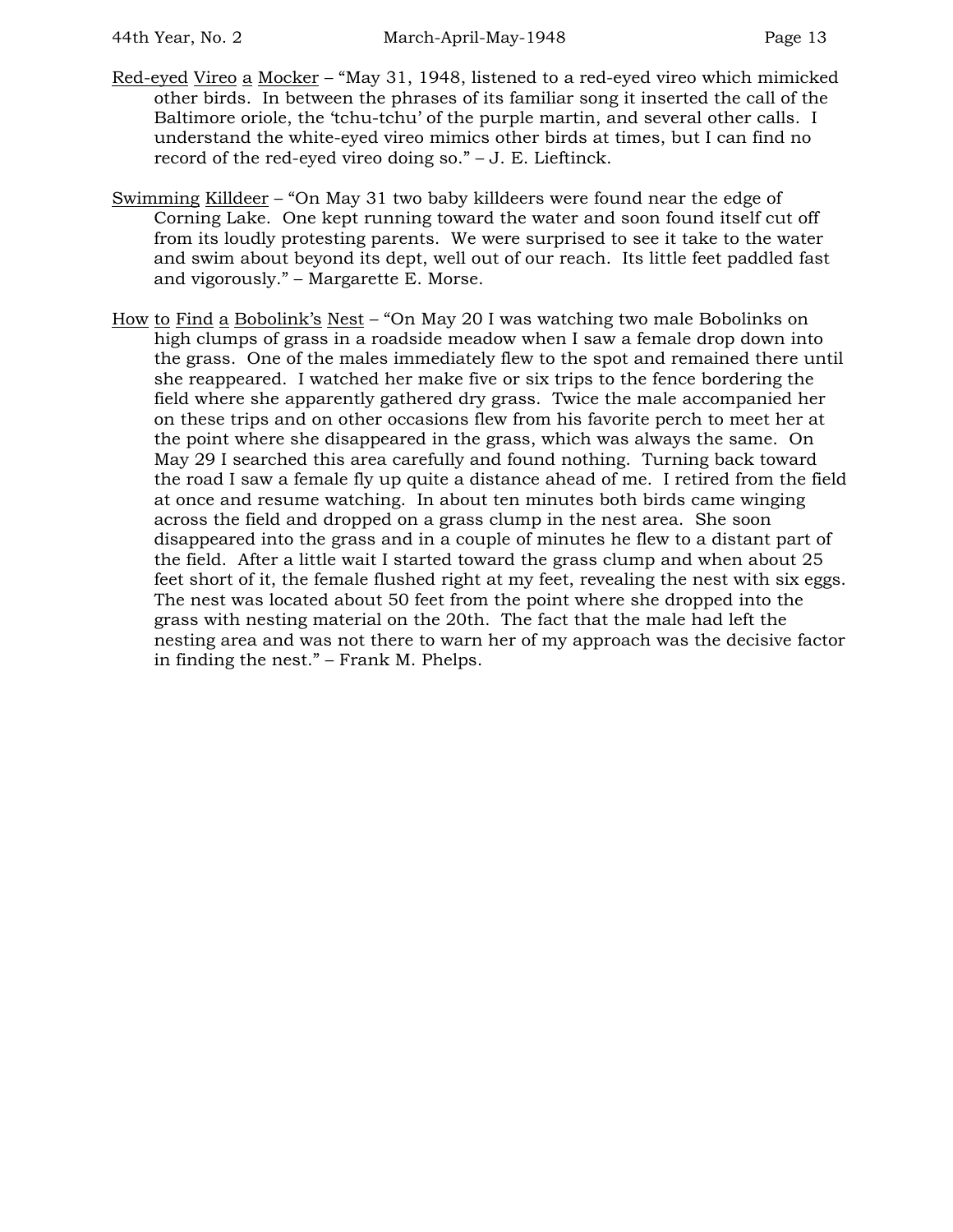Red-eyed Vireo a Mocker – "May 31, 1948, listened to a red-eyed vireo which mimicked other birds. In between the phrases of its familiar song it inserted the call of the Baltimore oriole, the 'tchu-tchu' of the purple martin, and several other calls. I understand the white-eyed vireo mimics other birds at times, but I can find no record of the red-eyed vireo doing so." – J. E. Lieftinck.

Swimming Killdeer – "On May 31 two baby killdeers were found near the edge of Corning Lake. One kept running toward the water and soon found itself cut off from its loudly protesting parents. We were surprised to see it take to the water and swim about beyond its dept, well out of our reach. Its little feet paddled fast and vigorously." – Margarette E. Morse.

How to Find a Bobolink's Nest – "On May 20 I was watching two male Bobolinks on high clumps of grass in a roadside meadow when I saw a female drop down into the grass. One of the males immediately flew to the spot and remained there until she reappeared. I watched her make five or six trips to the fence bordering the field where she apparently gathered dry grass. Twice the male accompanied her on these trips and on other occasions flew from his favorite perch to meet her at the point where she disappeared in the grass, which was always the same. On May 29 I searched this area carefully and found nothing. Turning back toward the road I saw a female fly up quite a distance ahead of me. I retired from the field at once and resume watching. In about ten minutes both birds came winging across the field and dropped on a grass clump in the nest area. She soon disappeared into the grass and in a couple of minutes he flew to a distant part of the field. After a little wait I started toward the grass clump and when about 25 feet short of it, the female flushed right at my feet, revealing the nest with six eggs. The nest was located about 50 feet from the point where she dropped into the grass with nesting material on the 20th. The fact that the male had left the nesting area and was not there to warn her of my approach was the decisive factor in finding the nest." – Frank M. Phelps.